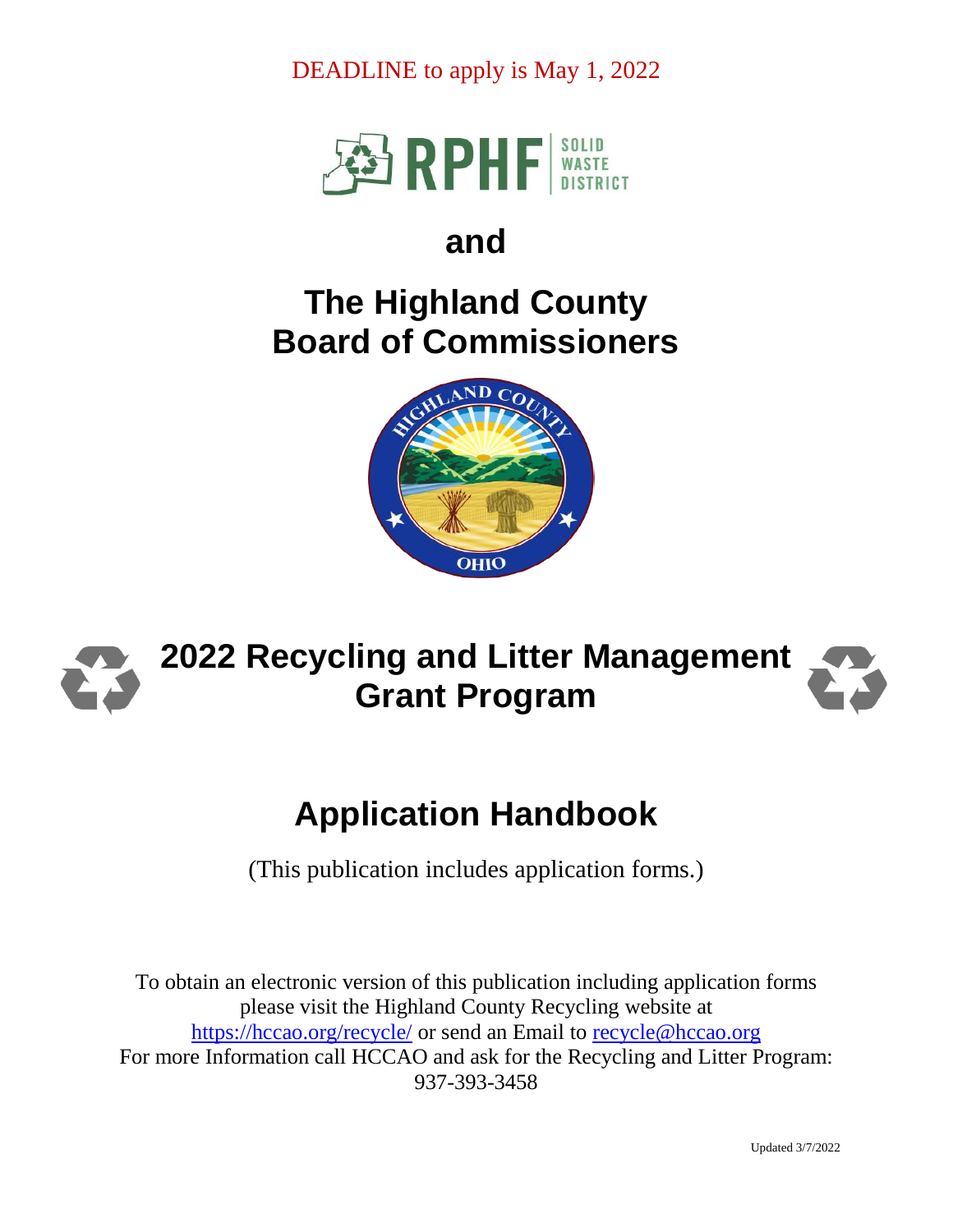DEADLINE to apply is May 1, 2022

RPHF SOLID WASTE DISTRICT

# and

# The Highland County Board of Commissioners

# 2022 Recycling and Litter Management Grant Program

# Application Handbook

(This publication includes application forms.)

To obtain an electronic version of this publication including application forms please visit the Highland County Recycling website at https://hccao.org/recycle/ or send an Email to recycle@hccao.org
For more Information call HCCAO and ask for the Recycling and Litter Program: 937-393-3458

Updated 3/7/2022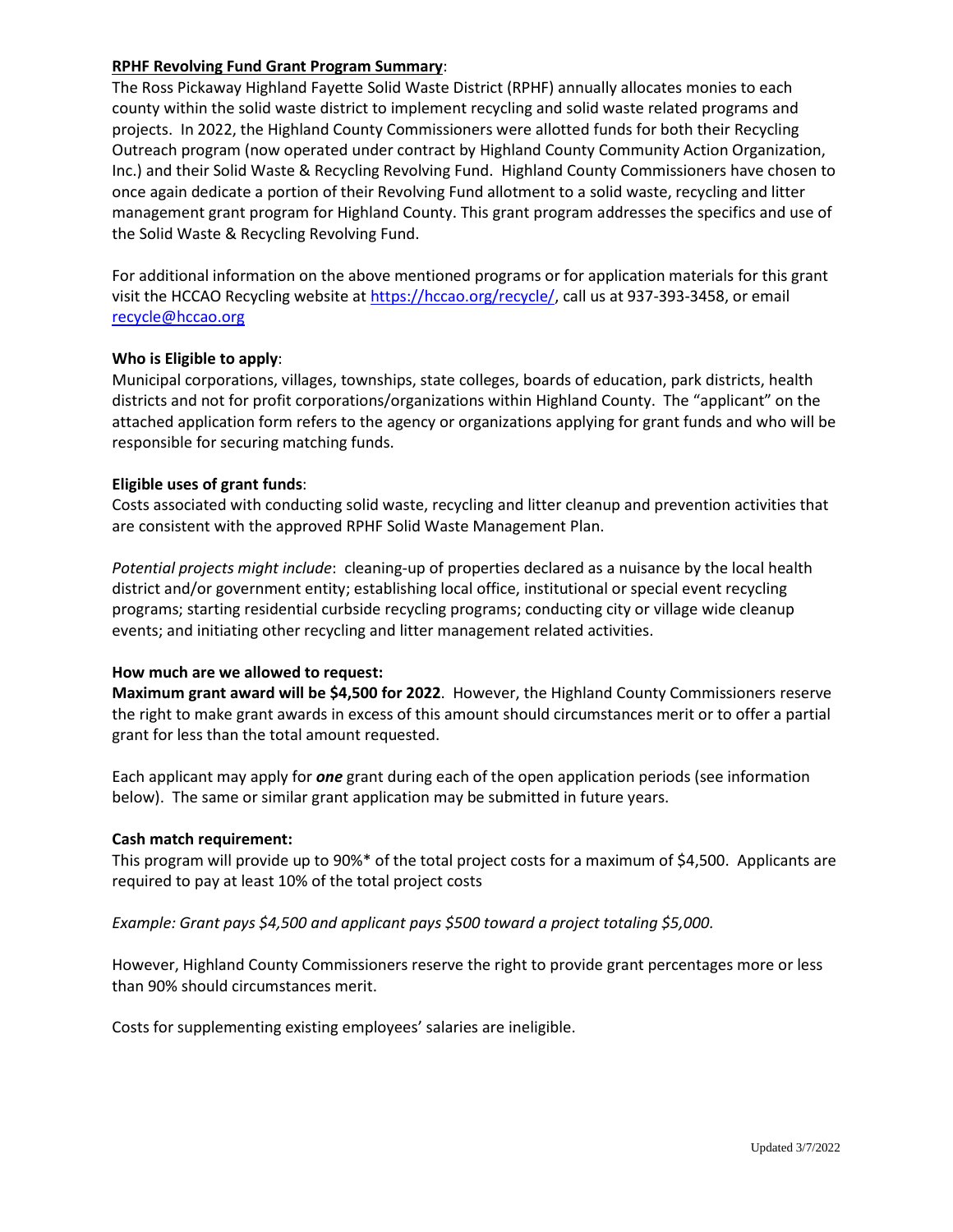**<u>RPHF Revolving Fund Grant Program Summary</u>**:

The Ross Pickaway Highland Fayette Solid Waste District (RPHF) annually allocates monies to each county within the solid waste district to implement recycling and solid waste related programs and projects. In 2022, the Highland County Commissioners were allotted funds for both their Recycling Outreach program (now operated under contract by Highland County Community Action Organization, Inc.) and their Solid Waste & Recycling Revolving Fund. Highland County Commissioners have chosen to once again dedicate a portion of their Revolving Fund allotment to a solid waste, recycling and litter management grant program for Highland County. This grant program addresses the specifics and use of the Solid Waste & Recycling Revolving Fund.

For additional information on the above mentioned programs or for application materials for this grant visit the HCCAO Recycling website at https://hccao.org/recycle/, call us at 937-393-3458, or email recycle@hccao.org

**Who is Eligible to apply**:

Municipal corporations, villages, townships, state colleges, boards of education, park districts, health districts and not for profit corporations/organizations within Highland County. The "applicant" on the attached application form refers to the agency or organizations applying for grant funds and who will be responsible for securing matching funds.

**Eligible uses of grant funds**:

Costs associated with conducting solid waste, recycling and litter cleanup and prevention activities that are consistent with the approved RPHF Solid Waste Management Plan.

*Potential projects might include*: cleaning-up of properties declared as a nuisance by the local health district and/or government entity; establishing local office, institutional or special event recycling programs; starting residential curbside recycling programs; conducting city or village wide cleanup events; and initiating other recycling and litter management related activities.

**How much are we allowed to request:**

**Maximum grant award will be $4,500 for 2022**. However, the Highland County Commissioners reserve the right to make grant awards in excess of this amount should circumstances merit or to offer a partial grant for less than the total amount requested.

Each applicant may apply for ***one*** grant during each of the open application periods (see information below). The same or similar grant application may be submitted in future years.

**Cash match requirement:**

This program will provide up to 90%* of the total project costs for a maximum of $4,500. Applicants are required to pay at least 10% of the total project costs

*Example: Grant pays $4,500 and applicant pays $500 toward a project totaling $5,000.*

However, Highland County Commissioners reserve the right to provide grant percentages more or less than 90% should circumstances merit.

Costs for supplementing existing employees' salaries are ineligible.

Updated 3/7/2022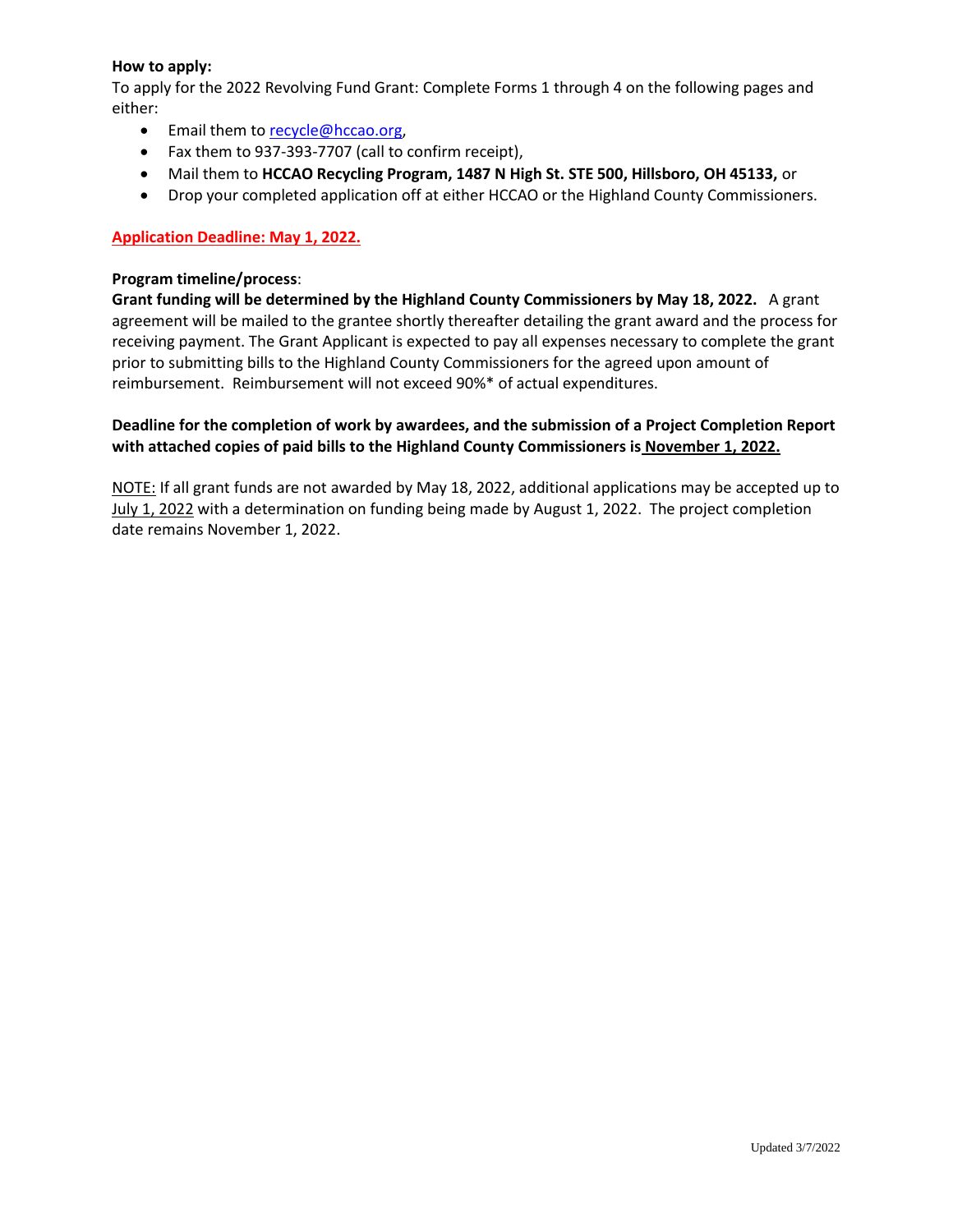**How to apply:**

To apply for the 2022 Revolving Fund Grant: Complete Forms 1 through 4 on the following pages and either:

- Email them to recycle@hccao.org,
- Fax them to 937-393-7707 (call to confirm receipt),
- Mail them to **HCCAO Recycling Program, 1487 N High St. STE 500, Hillsboro, OH 45133,** or
- Drop your completed application off at either HCCAO or the Highland County Commissioners.

**Application Deadline: May 1, 2022.**

**Program timeline/process**:

**Grant funding will be determined by the Highland County Commissioners by May 18, 2022.** A grant agreement will be mailed to the grantee shortly thereafter detailing the grant award and the process for receiving payment. The Grant Applicant is expected to pay all expenses necessary to complete the grant prior to submitting bills to the Highland County Commissioners for the agreed upon amount of reimbursement. Reimbursement will not exceed 90%* of actual expenditures.

**Deadline for the completion of work by awardees, and the submission of a Project Completion Report with attached copies of paid bills to the Highland County Commissioners is November 1, 2022.**

NOTE: If all grant funds are not awarded by May 18, 2022, additional applications may be accepted up to July 1, 2022 with a determination on funding being made by August 1, 2022. The project completion date remains November 1, 2022.

Updated 3/7/2022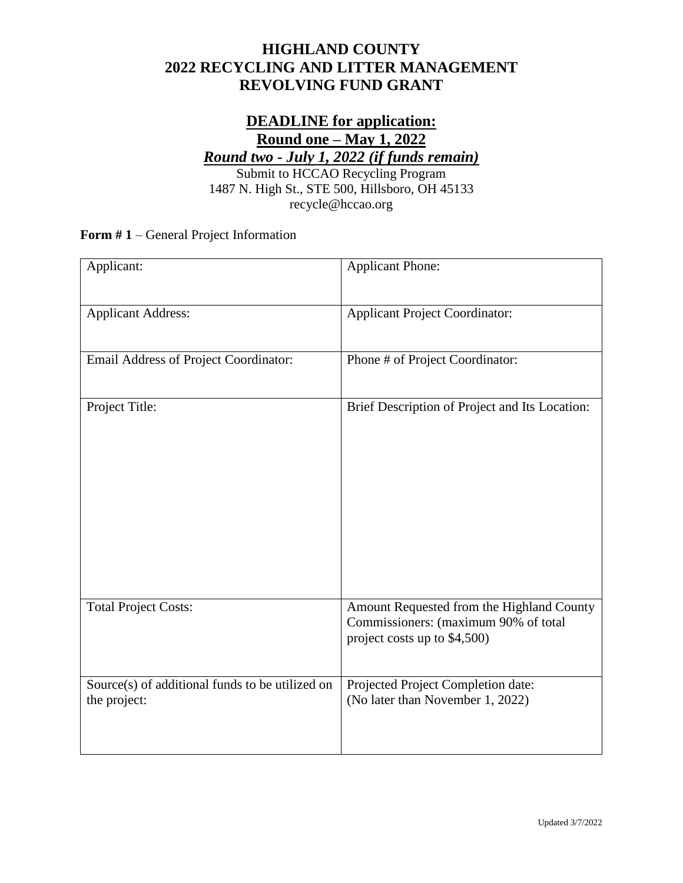# HIGHLAND COUNTY
# 2022 RECYCLING AND LITTER MANAGEMENT
# REVOLVING FUND GRANT

## DEADLINE for application:
## Round one – May 1, 2022
***Round two - July 1, 2022 (if funds remain)***

Submit to HCCAO Recycling Program
1487 N. High St., STE 500, Hillsboro, OH 45133
recycle@hccao.org

**Form # 1** – General Project Information

| | |
|---|---|
| Applicant: | Applicant Phone: |
| Applicant Address: | Applicant Project Coordinator: |
| Email Address of Project Coordinator: | Phone # of Project Coordinator: |
| Project Title: | Brief Description of Project and Its Location: |
| Total Project Costs: | Amount Requested from the Highland County Commissioners: (maximum 90% of total project costs up to $4,500) |
| Source(s) of additional funds to be utilized on the project: | Projected Project Completion date: (No later than November 1, 2022) |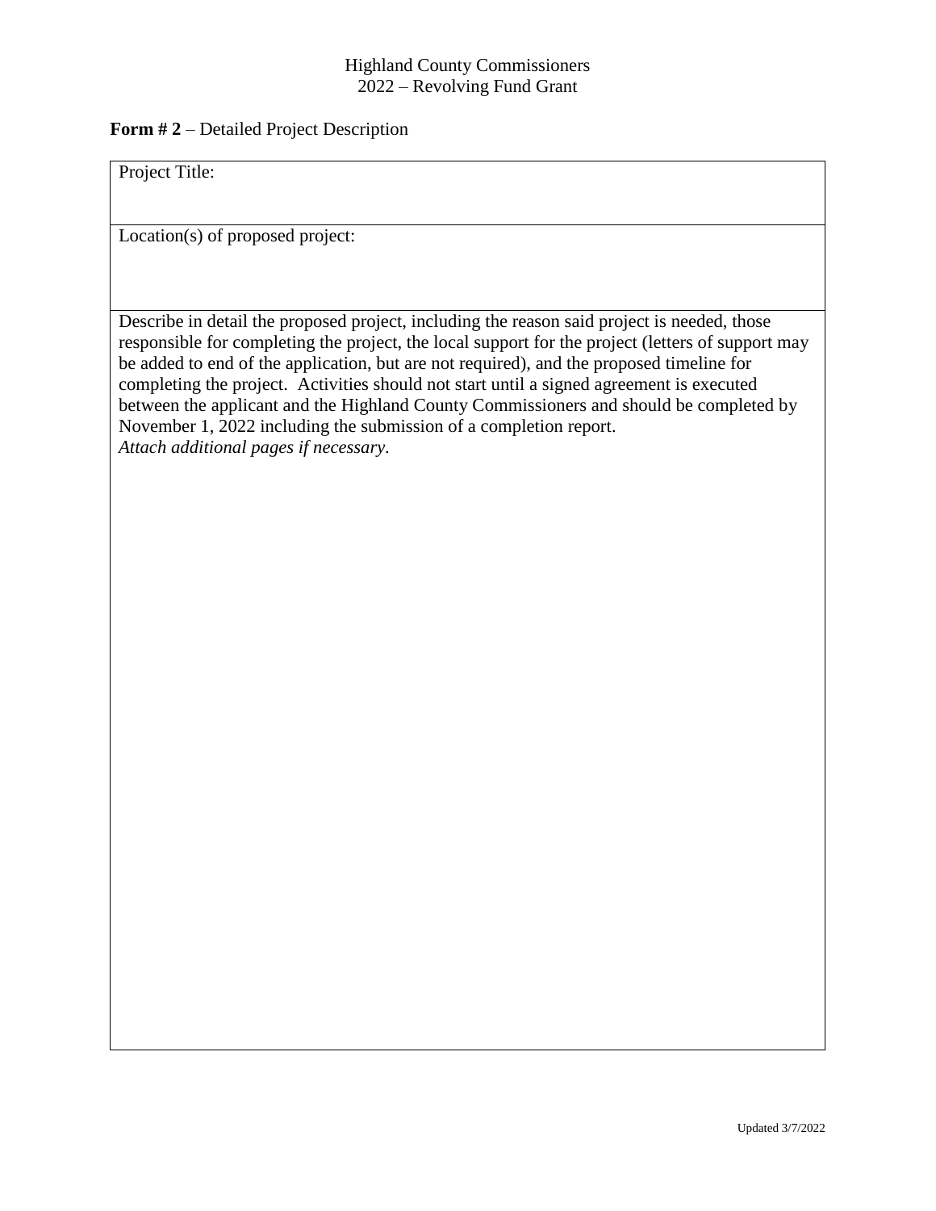Highland County Commissioners
2022 – Revolving Fund Grant

**Form # 2** – Detailed Project Description

| Project Title: |
|---|
| Location(s) of proposed project: |
| Describe in detail the proposed project, including the reason said project is needed, those responsible for completing the project, the local support for the project (letters of support may be added to end of the application, but are not required), and the proposed timeline for completing the project. Activities should not start until a signed agreement is executed between the applicant and the Highland County Commissioners and should be completed by November 1, 2022 including the submission of a completion report. *Attach additional pages if necessary.* |

Updated 3/7/2022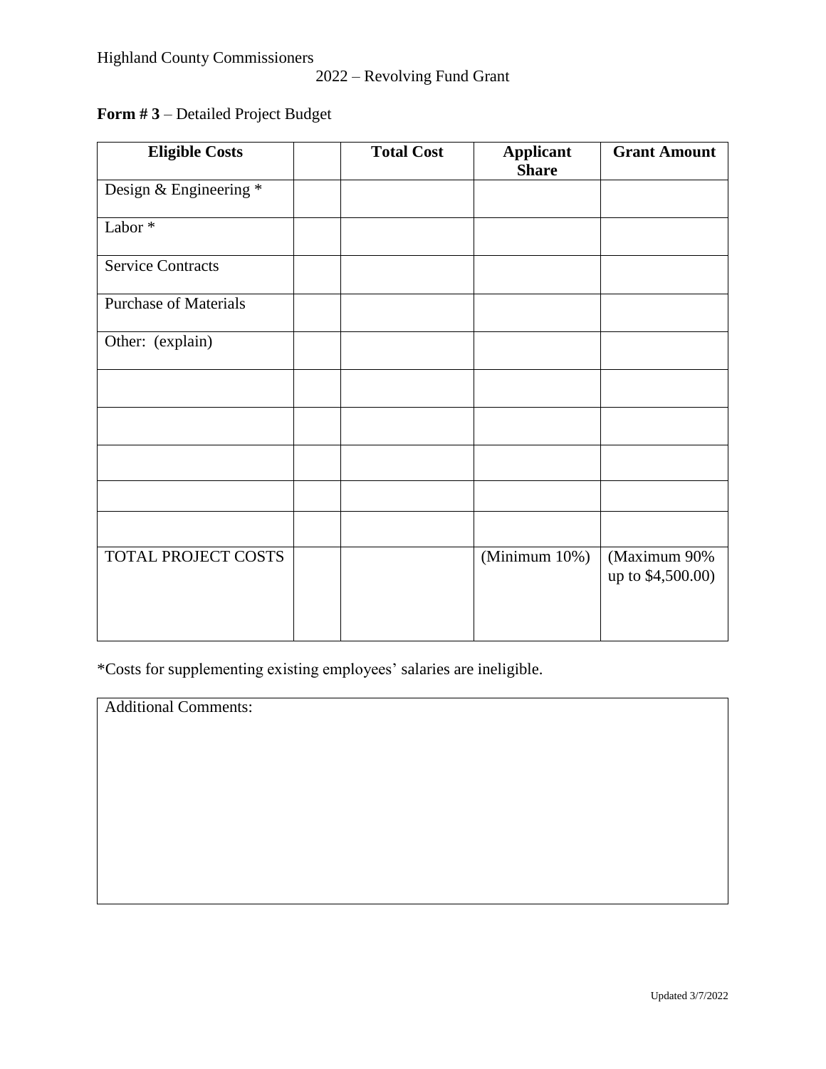Highland County Commissioners

2022 – Revolving Fund Grant

**Form # 3** – Detailed Project Budget

| **Eligible Costs** | | **Total Cost** | **Applicant Share** | **Grant Amount** |
|---|---|---|---|---|
| Design & Engineering * | | | | |
| Labor * | | | | |
| Service Contracts | | | | |
| Purchase of Materials | | | | |
| Other: (explain) | | | | |
| | | | | |
| | | | | |
| | | | | |
| | | | | |
| | | | | |
| TOTAL PROJECT COSTS | | | (Minimum 10%) | (Maximum 90% up to $4,500.00) |

*Costs for supplementing existing employees' salaries are ineligible.

| Additional Comments: |
|---|
| |

Updated 3/7/2022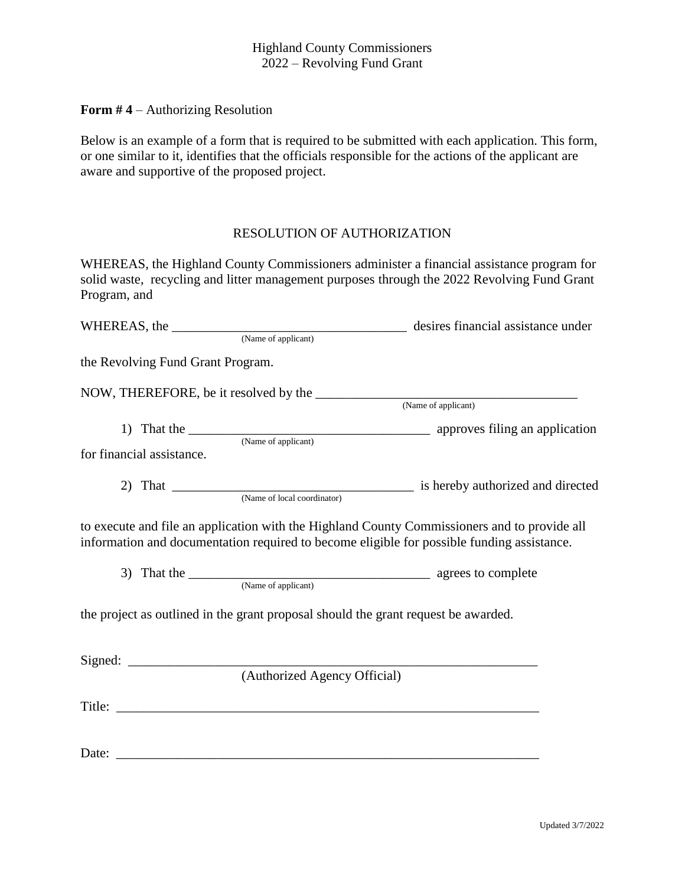Highland County Commissioners
2022 – Revolving Fund Grant

**Form # 4** – Authorizing Resolution

Below is an example of a form that is required to be submitted with each application. This form, or one similar to it, identifies that the officials responsible for the actions of the applicant are aware and supportive of the proposed project.

RESOLUTION OF AUTHORIZATION

WHEREAS, the Highland County Commissioners administer a financial assistance program for solid waste, recycling and litter management purposes through the 2022 Revolving Fund Grant Program, and

WHEREAS, the ___________________________________ desires financial assistance under
(Name of applicant)

the Revolving Fund Grant Program.

NOW, THEREFORE, be it resolved by the _______________________________________
(Name of applicant)

1) That the ____________________________________ approves filing an application
(Name of applicant)

for financial assistance.

2) That ____________________________________ is hereby authorized and directed
(Name of local coordinator)

to execute and file an application with the Highland County Commissioners and to provide all information and documentation required to become eligible for possible funding assistance.

3) That the ____________________________________ agrees to complete
(Name of applicant)

the project as outlined in the grant proposal should the grant request be awarded.

Signed: ______________________________________________________________
(Authorized Agency Official)

Title: _______________________________________________________________

Date: _______________________________________________________________

Updated 3/7/2022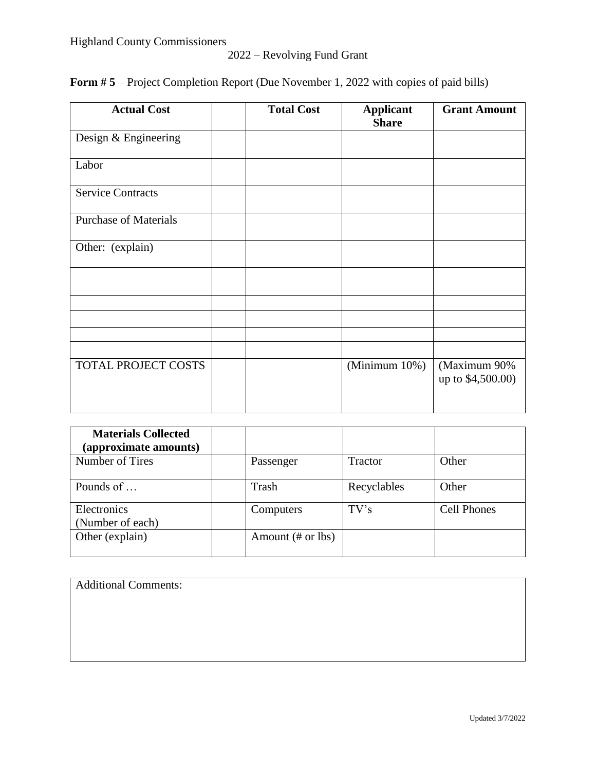Highland County Commissioners

2022 – Revolving Fund Grant

**Form # 5** – Project Completion Report (Due November 1, 2022 with copies of paid bills)

| **Actual Cost** | | **Total Cost** | **Applicant Share** | **Grant Amount** |
|---|---|---|---|---|
| Design & Engineering | | | | |
| Labor | | | | |
| Service Contracts | | | | |
| Purchase of Materials | | | | |
| Other: (explain) | | | | |
| | | | | |
| | | | | |
| | | | | |
| | | | | |
| | | | | |
| TOTAL PROJECT COSTS | | | (Minimum 10%) | (Maximum 90% up to $4,500.00) |

| **Materials Collected (approximate amounts)** | | | | |
|---|---|---|---|---|
| Number of Tires | | Passenger | Tractor | Other |
| Pounds of … | | Trash | Recyclables | Other |
| Electronics (Number of each) | | Computers | TV's | Cell Phones |
| Other (explain) | | Amount (# or lbs) | | |

Additional Comments: